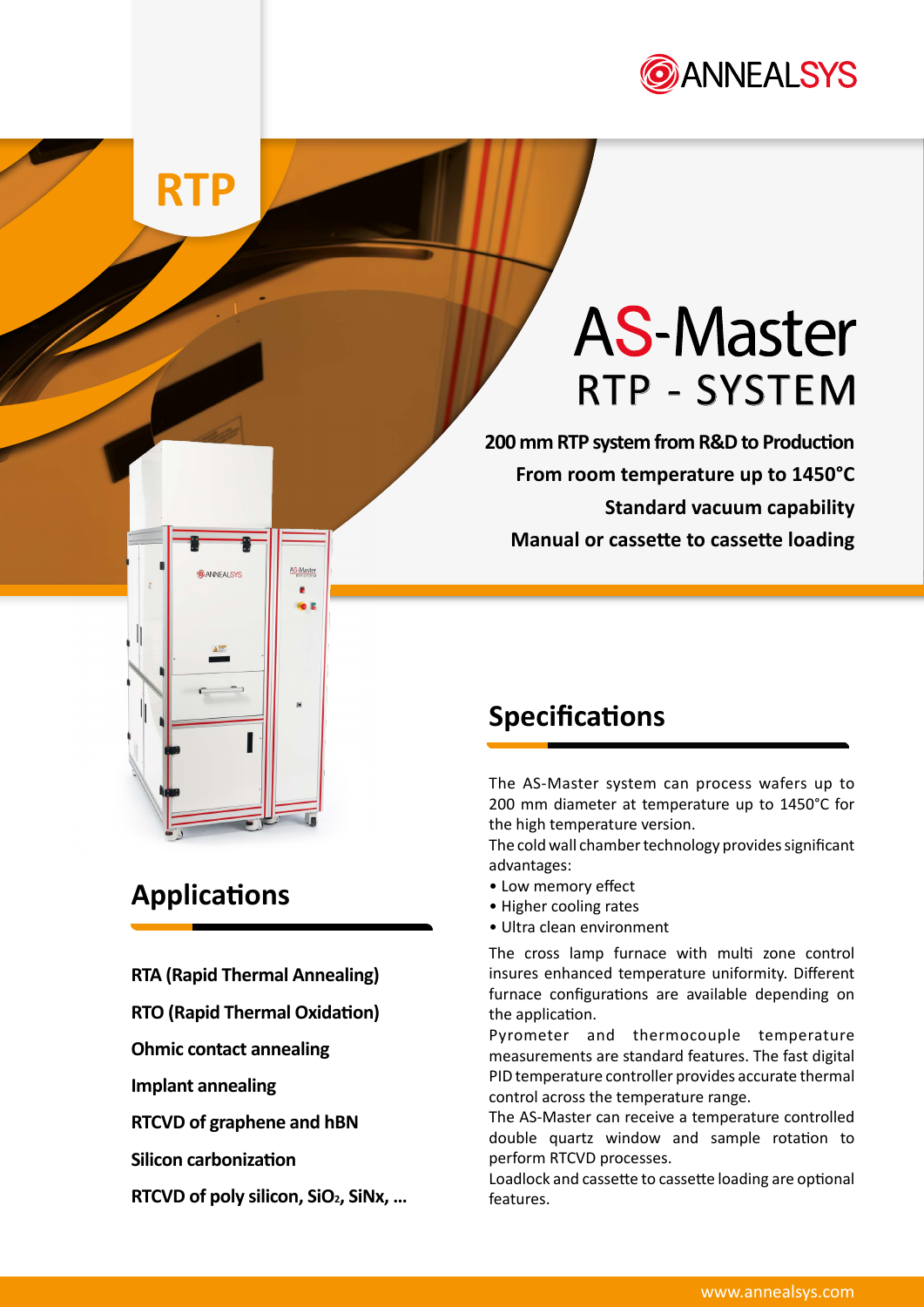RTP

# AS-Master RTP - SYSTEM

**200 mm RTP system from R&D to Production**

**From room temperature up to 1450°C**

**Standard vacuum capability**

**Manual or cassette to cassette loading**

## Specifications

The AS-Master system can process wafers up to 200 mm diameter at temperature up to 1450°C for the high temperature version.

The cold wall chamber technology provides significant advantages:

- Low memory effect
- Higher cooling rates
- Ultra clean environment

The cross lamp furnace with multi zone control insures enhanced temperature uniformity. Different furnace configurations are available depending on the application.

Pyrometer and thermocouple temperature measurements are standard features. The fast digital PID temperature controller provides accurate thermal control across the temperature range.

The AS-Master can receive a temperature controlled double quartz window and sample rotation to perform RTCVD processes.

Loadlock and cassette to cassette loading are optional features.

## Applications

**RTA (Rapid Thermal Annealing)**

**RTO (Rapid Thermal Oxidation)**

**Ohmic contact annealing**

**Implant annealing**

**RTCVD of graphene and hBN**

**Silicon carbonization**

**RTCVD of poly silicon, $SiO_2$, SiNx, ...**

www.annealsys.com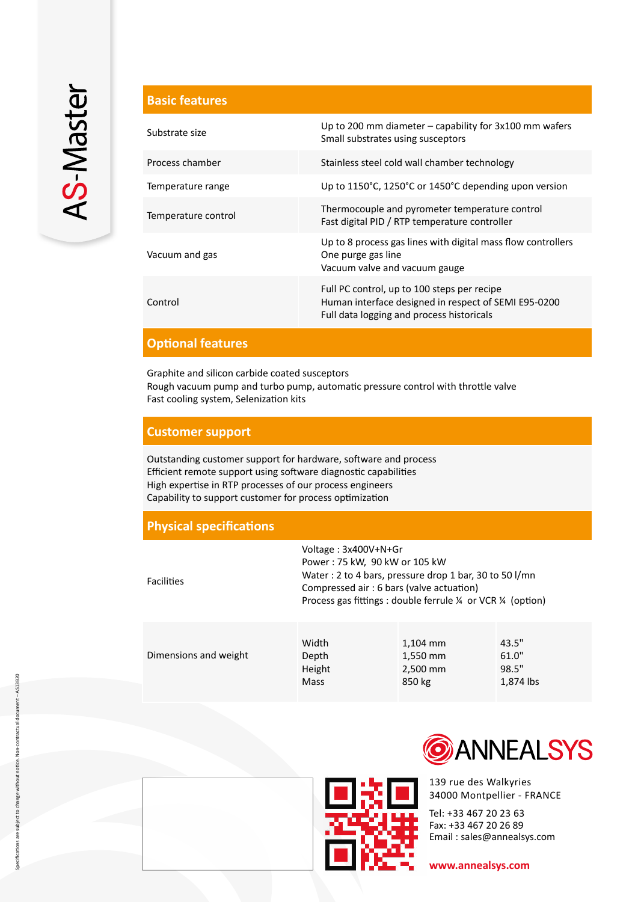AS-Master

## Basic features

| | |
|---|---|
| Substrate size | Up to 200 mm diameter – capability for 3x100 mm wafers<br>Small substrates using susceptors |
| Process chamber | Stainless steel cold wall chamber technology |
| Temperature range | Up to 1150°C, 1250°C or 1450°C depending upon version |
| Temperature control | Thermocouple and pyrometer temperature control<br>Fast digital PID / RTP temperature controller |
| Vacuum and gas | Up to 8 process gas lines with digital mass flow controllers<br>One purge gas line<br>Vacuum valve and vacuum gauge |
| Control | Full PC control, up to 100 steps per recipe<br>Human interface designed in respect of SEMI E95-0200<br>Full data logging and process historicals |

## Optional features

Graphite and silicon carbide coated susceptors
Rough vacuum pump and turbo pump, automatic pressure control with throttle valve
Fast cooling system, Selenization kits

## Customer support

Outstanding customer support for hardware, software and process
Efficient remote support using software diagnostic capabilities
High expertise in RTP processes of our process engineers
Capability to support customer for process optimization

## Physical specifications

| | | | |
|---|---|---|---|
| Facilities | Voltage : 3x400V+N+Gr<br>Power : 75 kW, 90 kW or 105 kW<br>Water : 2 to 4 bars, pressure drop 1 bar, 30 to 50 l/mn<br>Compressed air : 6 bars (valve actuation)<br>Process gas fittings : double ferrule ¼ or VCR ¼ (option) | | |
| Dimensions and weight | Width<br>Depth<br>Height<br>Mass | 1,104 mm<br>1,550 mm<br>2,500 mm<br>850 kg | 43.5"<br>61.0"<br>98.5"<br>1,874 lbs |

ANNEALSYS

139 rue des Walkyries
34000 Montpellier - FRANCE

Tel: +33 467 20 23 63
Fax: +33 467 20 26 89
Email : sales@annealsys.com

**www.annealsys.com**

Specifications are subject to change without notice. Non-contractual document – AS13820